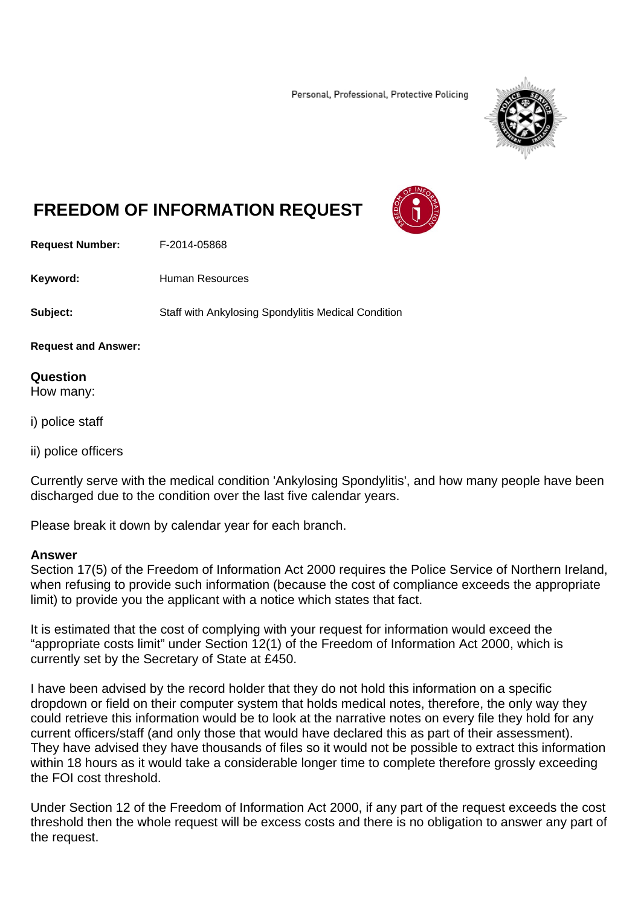Personal, Professional, Protective Policing

# FREEDOM OF INFORMATION REQUEST

**Request Number:** F-2014-05868

**Keyword:** Human Resources

**Subject:** Staff with Ankylosing Spondylitis Medical Condition

**Request and Answer:**

## Question

How many:

i) police staff

ii) police officers

Currently serve with the medical condition 'Ankylosing Spondylitis', and how many people have been discharged due to the condition over the last five calendar years.

Please break it down by calendar year for each branch.

## Answer

Section 17(5) of the Freedom of Information Act 2000 requires the Police Service of Northern Ireland, when refusing to provide such information (because the cost of compliance exceeds the appropriate limit) to provide you the applicant with a notice which states that fact.

It is estimated that the cost of complying with your request for information would exceed the "appropriate costs limit" under Section 12(1) of the Freedom of Information Act 2000, which is currently set by the Secretary of State at £450.

I have been advised by the record holder that they do not hold this information on a specific dropdown or field on their computer system that holds medical notes, therefore, the only way they could retrieve this information would be to look at the narrative notes on every file they hold for any current officers/staff (and only those that would have declared this as part of their assessment). They have advised they have thousands of files so it would not be possible to extract this information within 18 hours as it would take a considerable longer time to complete therefore grossly exceeding the FOI cost threshold.

Under Section 12 of the Freedom of Information Act 2000, if any part of the request exceeds the cost threshold then the whole request will be excess costs and there is no obligation to answer any part of the request.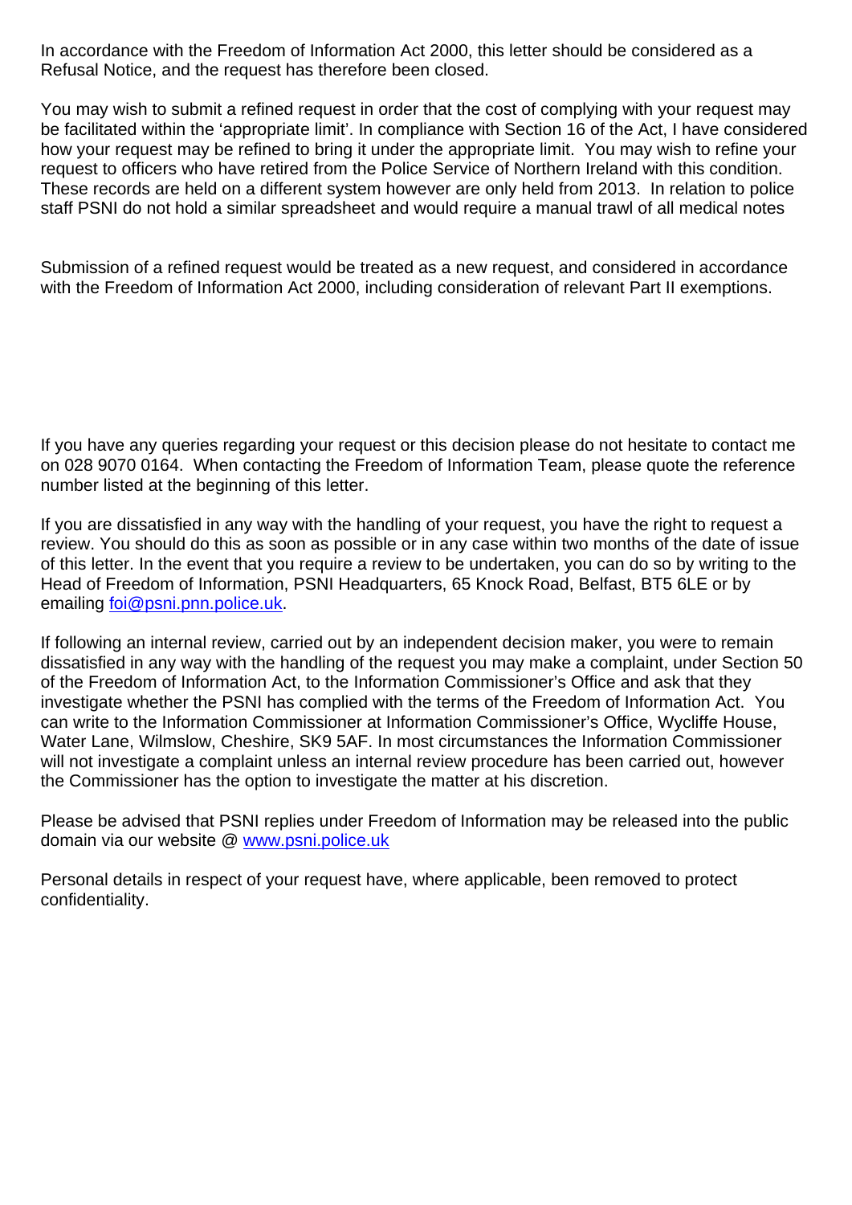In accordance with the Freedom of Information Act 2000, this letter should be considered as a Refusal Notice, and the request has therefore been closed.

You may wish to submit a refined request in order that the cost of complying with your request may be facilitated within the 'appropriate limit'. In compliance with Section 16 of the Act, I have considered how your request may be refined to bring it under the appropriate limit. You may wish to refine your request to officers who have retired from the Police Service of Northern Ireland with this condition. These records are held on a different system however are only held from 2013. In relation to police staff PSNI do not hold a similar spreadsheet and would require a manual trawl of all medical notes

Submission of a refined request would be treated as a new request, and considered in accordance with the Freedom of Information Act 2000, including consideration of relevant Part II exemptions.

If you have any queries regarding your request or this decision please do not hesitate to contact me on 028 9070 0164. When contacting the Freedom of Information Team, please quote the reference number listed at the beginning of this letter.

If you are dissatisfied in any way with the handling of your request, you have the right to request a review. You should do this as soon as possible or in any case within two months of the date of issue of this letter. In the event that you require a review to be undertaken, you can do so by writing to the Head of Freedom of Information, PSNI Headquarters, 65 Knock Road, Belfast, BT5 6LE or by emailing foi@psni.pnn.police.uk.

If following an internal review, carried out by an independent decision maker, you were to remain dissatisfied in any way with the handling of the request you may make a complaint, under Section 50 of the Freedom of Information Act, to the Information Commissioner's Office and ask that they investigate whether the PSNI has complied with the terms of the Freedom of Information Act. You can write to the Information Commissioner at Information Commissioner's Office, Wycliffe House, Water Lane, Wilmslow, Cheshire, SK9 5AF. In most circumstances the Information Commissioner will not investigate a complaint unless an internal review procedure has been carried out, however the Commissioner has the option to investigate the matter at his discretion.

Please be advised that PSNI replies under Freedom of Information may be released into the public domain via our website @ www.psni.police.uk

Personal details in respect of your request have, where applicable, been removed to protect confidentiality.